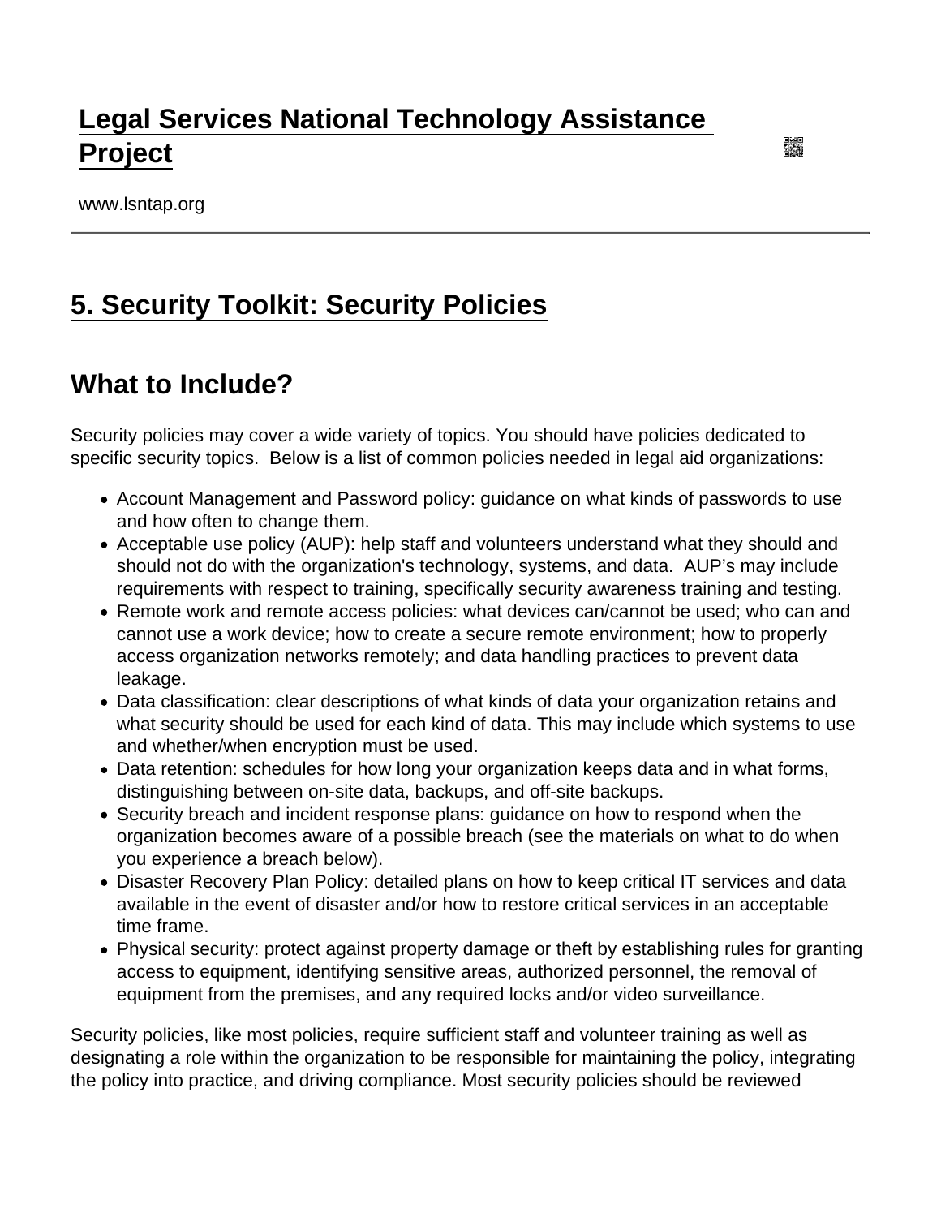# Legal Services National Technology Assistance Project

www.lsntap.org

## 5. Security Toolkit: Security Policies

## What to Include?

Security policies may cover a wide variety of topics. You should have policies dedicated to specific security topics.  Below is a list of common policies needed in legal aid organizations:

- Account Management and Password policy: guidance on what kinds of passwords to use and how often to change them.
- Acceptable use policy (AUP): help staff and volunteers understand what they should and should not do with the organization's technology, systems, and data.  AUP's may include requirements with respect to training, specifically security awareness training and testing.
- Remote work and remote access policies: what devices can/cannot be used; who can and cannot use a work device; how to create a secure remote environment; how to properly access organization networks remotely; and data handling practices to prevent data leakage.
- Data classification: clear descriptions of what kinds of data your organization retains and what security should be used for each kind of data. This may include which systems to use and whether/when encryption must be used.
- Data retention: schedules for how long your organization keeps data and in what forms, distinguishing between on-site data, backups, and off-site backups.
- Security breach and incident response plans: guidance on how to respond when the organization becomes aware of a possible breach (see the materials on what to do when you experience a breach below).
- Disaster Recovery Plan Policy: detailed plans on how to keep critical IT services and data available in the event of disaster and/or how to restore critical services in an acceptable time frame.
- Physical security: protect against property damage or theft by establishing rules for granting access to equipment, identifying sensitive areas, authorized personnel, the removal of equipment from the premises, and any required locks and/or video surveillance.

Security policies, like most policies, require sufficient staff and volunteer training as well as designating a role within the organization to be responsible for maintaining the policy, integrating the policy into practice, and driving compliance. Most security policies should be reviewed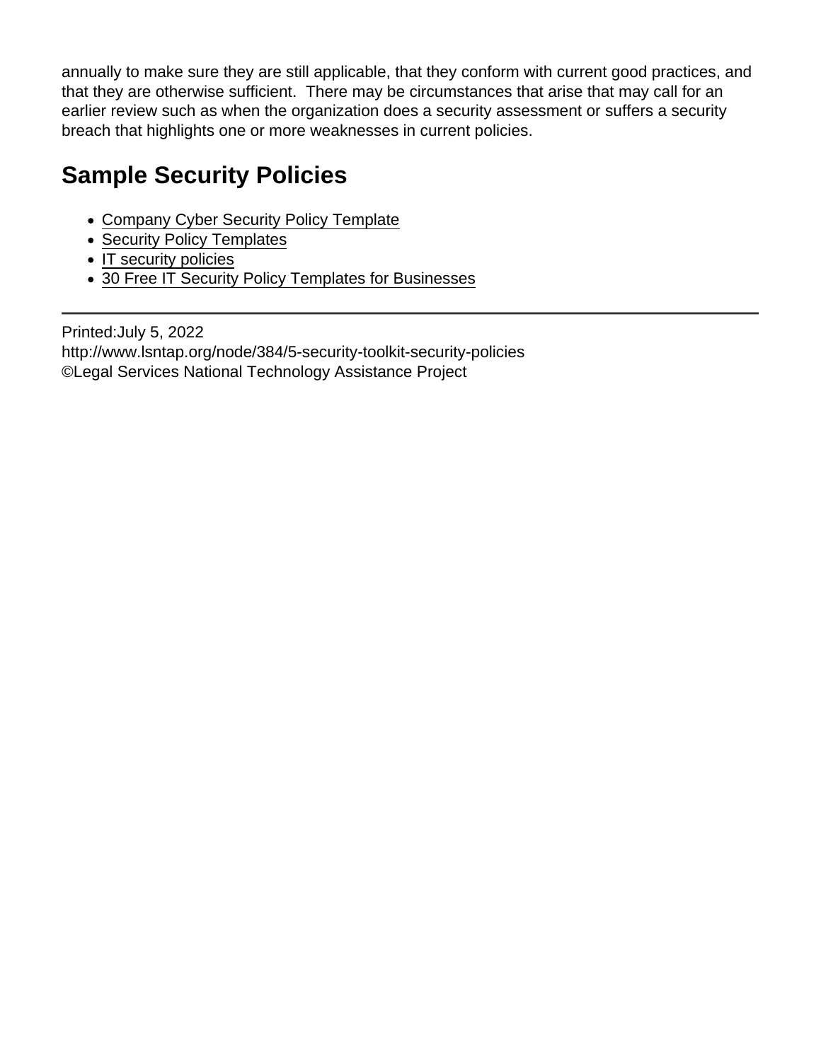annually to make sure they are still applicable, that they conform with current good practices, and that they are otherwise sufficient.  There may be circumstances that arise that may call for an earlier review such as when the organization does a security assessment or suffers a security breach that highlights one or more weaknesses in current policies.

## Sample Security Policies

- Company Cyber Security Policy Template
- Security Policy Templates
- IT security policies
- 30 Free IT Security Policy Templates for Businesses

---

Printed:July 5, 2022
http://www.lsntap.org/node/384/5-security-toolkit-security-policies
©Legal Services National Technology Assistance Project